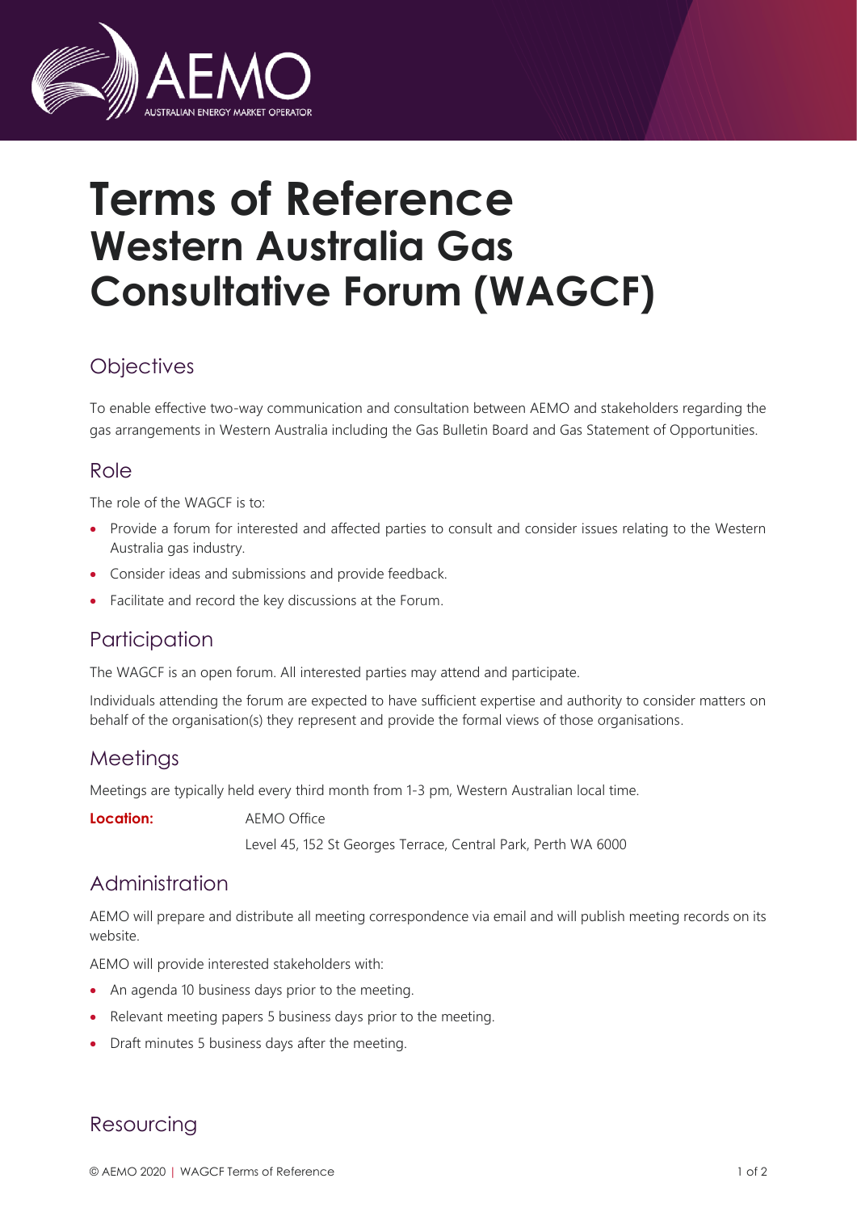# Terms of Reference Western Australia Gas Consultative Forum (WAGCF)

## Objectives

To enable effective two-way communication and consultation between AEMO and stakeholders regarding the gas arrangements in Western Australia including the Gas Bulletin Board and Gas Statement of Opportunities.

## Role

The role of the WAGCF is to:

- Provide a forum for interested and affected parties to consult and consider issues relating to the Western Australia gas industry.
- Consider ideas and submissions and provide feedback.
- Facilitate and record the key discussions at the Forum.

## Participation

The WAGCF is an open forum. All interested parties may attend and participate.

Individuals attending the forum are expected to have sufficient expertise and authority to consider matters on behalf of the organisation(s) they represent and provide the formal views of those organisations.

## Meetings

Meetings are typically held every third month from 1-3 pm, Western Australian local time.

**Location:** AEMO Office
Level 45, 152 St Georges Terrace, Central Park, Perth WA 6000

## Administration

AEMO will prepare and distribute all meeting correspondence via email and will publish meeting records on its website.

AEMO will provide interested stakeholders with:

- An agenda 10 business days prior to the meeting.
- Relevant meeting papers 5 business days prior to the meeting.
- Draft minutes 5 business days after the meeting.

## Resourcing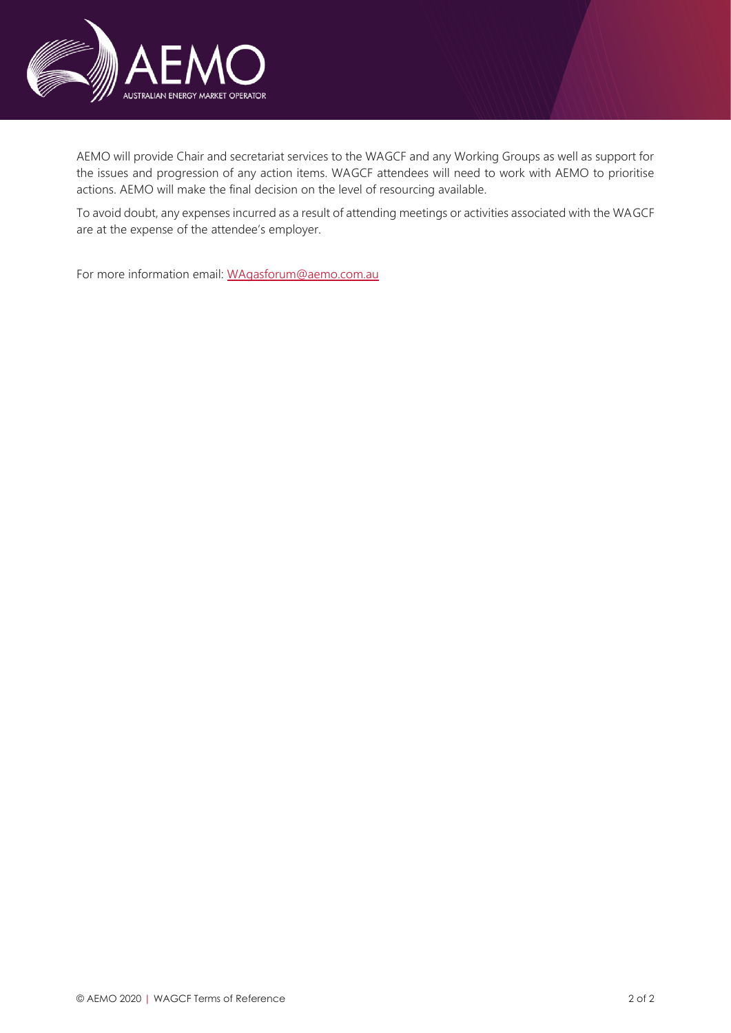AEMO will provide Chair and secretariat services to the WAGCF and any Working Groups as well as support for the issues and progression of any action items. WAGCF attendees will need to work with AEMO to prioritise actions. AEMO will make the final decision on the level of resourcing available.

To avoid doubt, any expenses incurred as a result of attending meetings or activities associated with the WAGCF are at the expense of the attendee's employer.

For more information email: WAgasforum@aemo.com.au